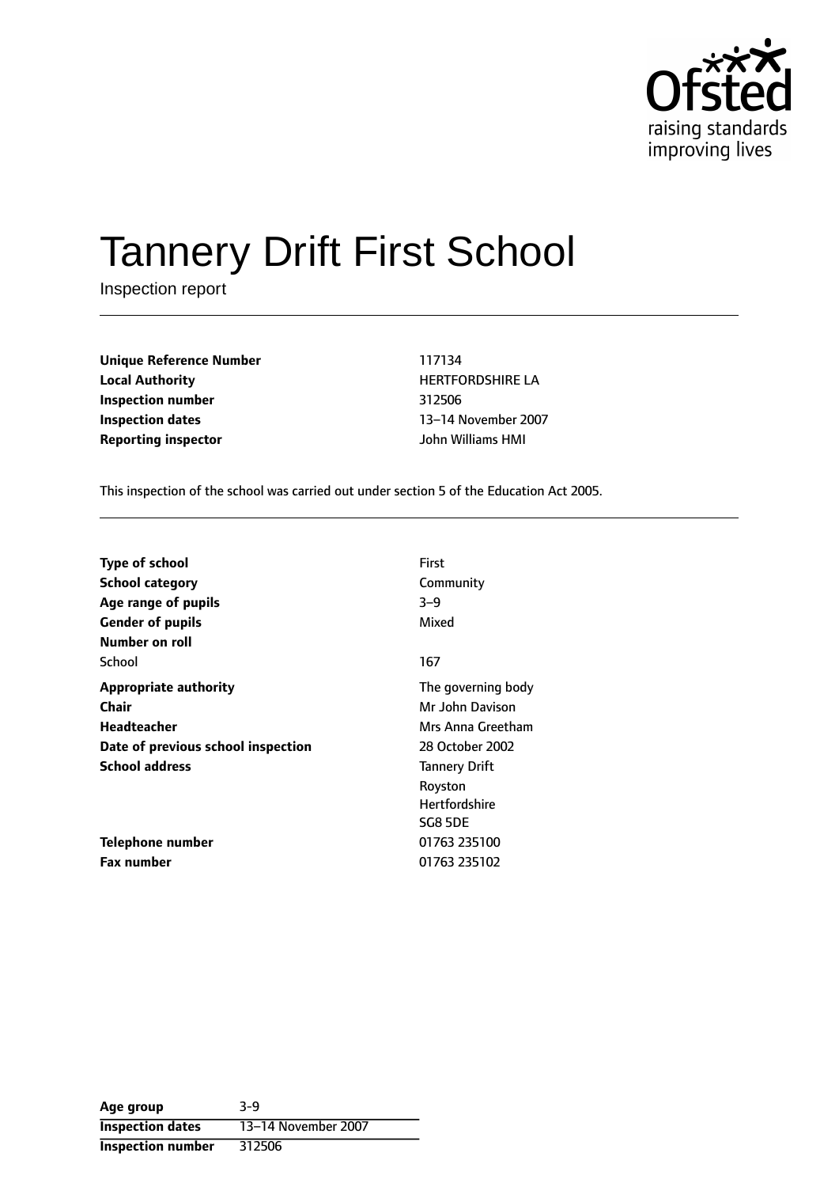# Tannery Drift First School

Inspection report

| | |
|---|---|
| **Unique Reference Number** | 117134 |
| **Local Authority** | HERTFORDSHIRE LA |
| **Inspection number** | 312506 |
| **Inspection dates** | 13–14 November 2007 |
| **Reporting inspector** | John Williams HMI |

This inspection of the school was carried out under section 5 of the Education Act 2005.

| | |
|---|---|
| **Type of school** | First |
| **School category** | Community |
| **Age range of pupils** | 3–9 |
| **Gender of pupils** | Mixed |
| **Number on roll** | |
| School | 167 |
| **Appropriate authority** | The governing body |
| **Chair** | Mr John Davison |
| **Headteacher** | Mrs Anna Greetham |
| **Date of previous school inspection** | 28 October 2002 |
| **School address** | Tannery Drift<br>Royston<br>Hertfordshire<br>SG8 5DE |
| **Telephone number** | 01763 235100 |
| **Fax number** | 01763 235102 |

| | |
|---|---|
| **Age group** | 3-9 |
| **Inspection dates** | 13–14 November 2007 |
| **Inspection number** | 312506 |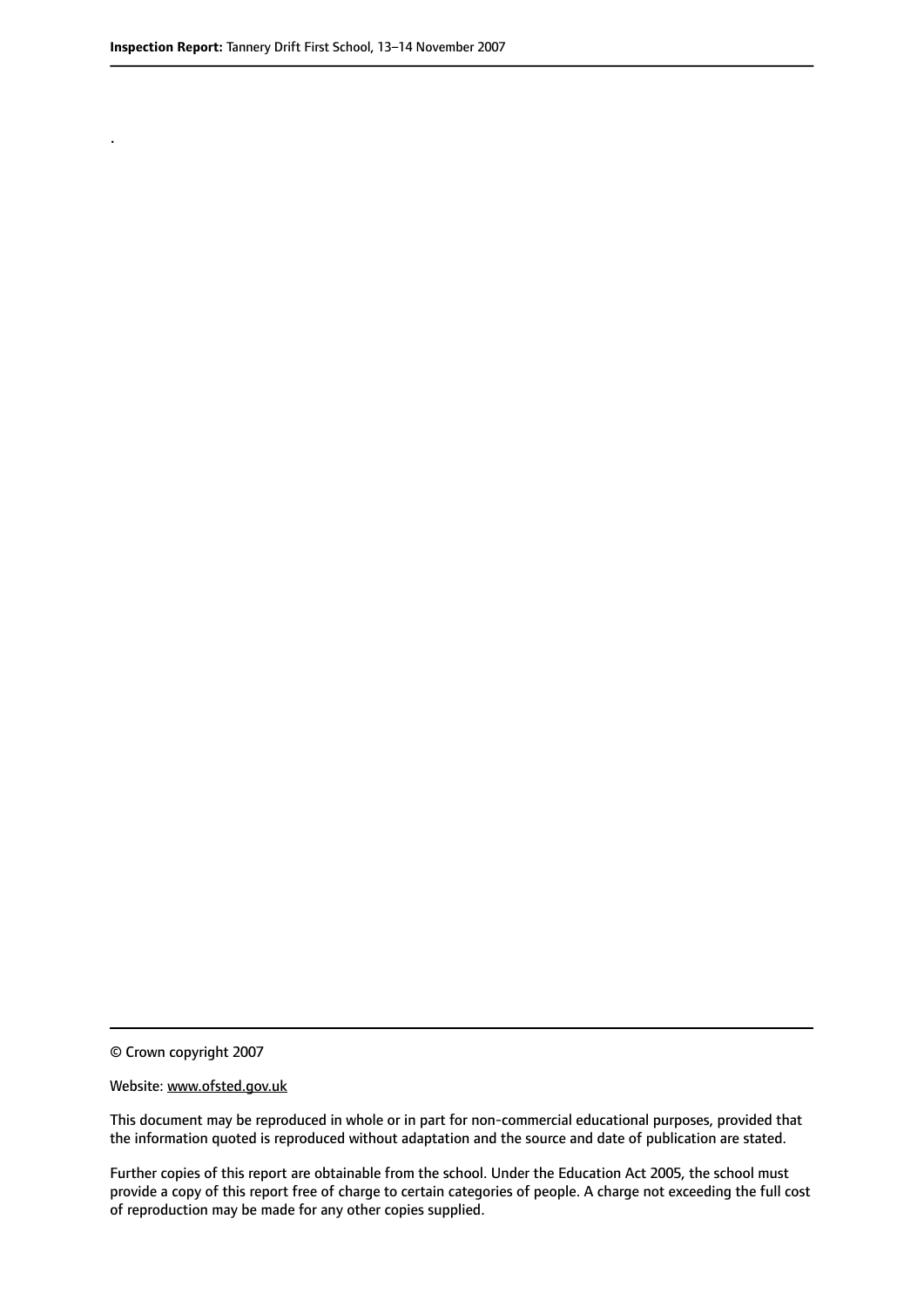.

© Crown copyright 2007

Website: www.ofsted.gov.uk

This document may be reproduced in whole or in part for non-commercial educational purposes, provided that the information quoted is reproduced without adaptation and the source and date of publication are stated.

Further copies of this report are obtainable from the school. Under the Education Act 2005, the school must provide a copy of this report free of charge to certain categories of people. A charge not exceeding the full cost of reproduction may be made for any other copies supplied.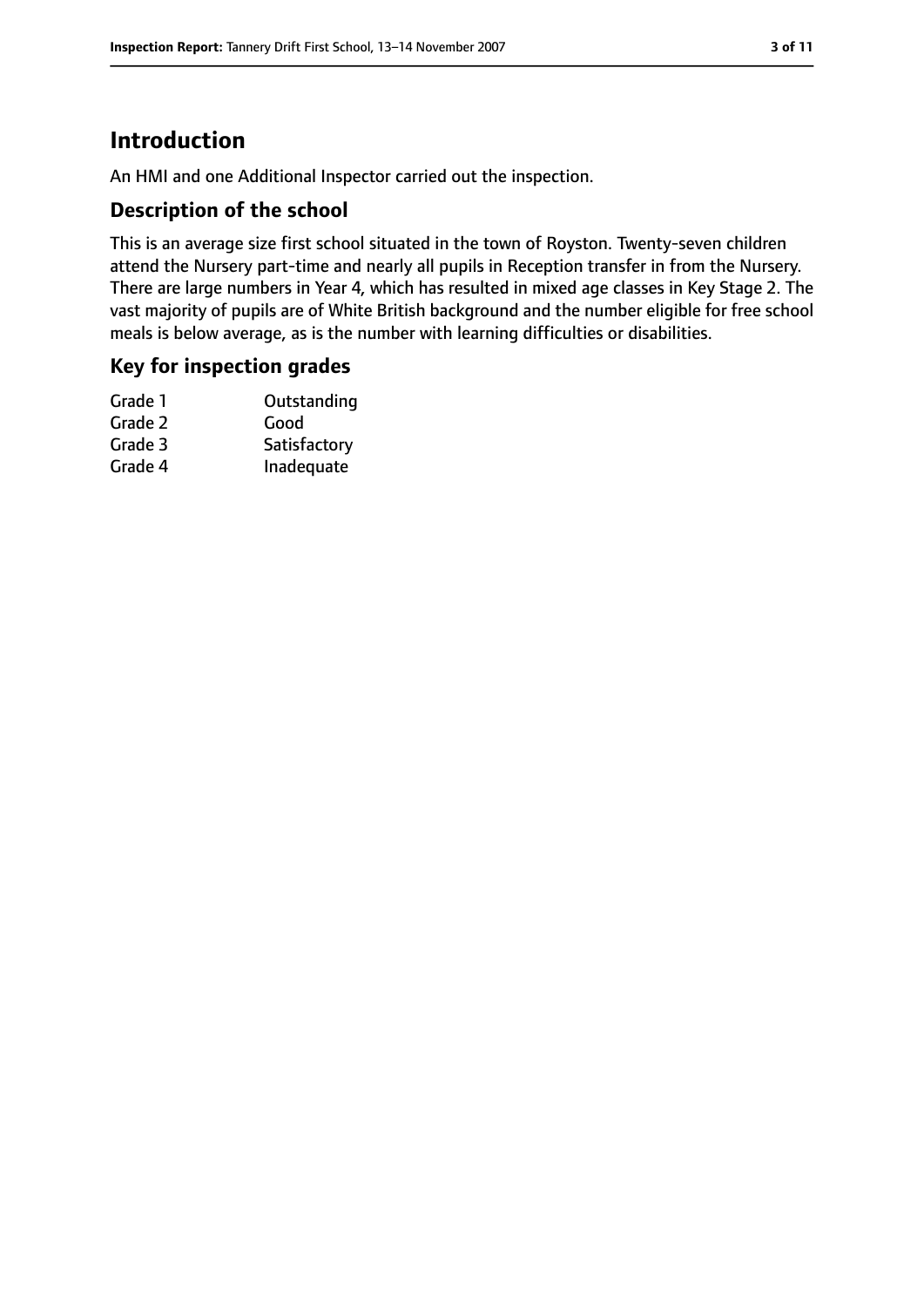# Introduction

An HMI and one Additional Inspector carried out the inspection.

## Description of the school

This is an average size first school situated in the town of Royston. Twenty-seven children attend the Nursery part-time and nearly all pupils in Reception transfer in from the Nursery. There are large numbers in Year 4, which has resulted in mixed age classes in Key Stage 2. The vast majority of pupils are of White British background and the number eligible for free school meals is below average, as is the number with learning difficulties or disabilities.

## Key for inspection grades

| | |
|---|---|
| Grade 1 | Outstanding |
| Grade 2 | Good |
| Grade 3 | Satisfactory |
| Grade 4 | Inadequate |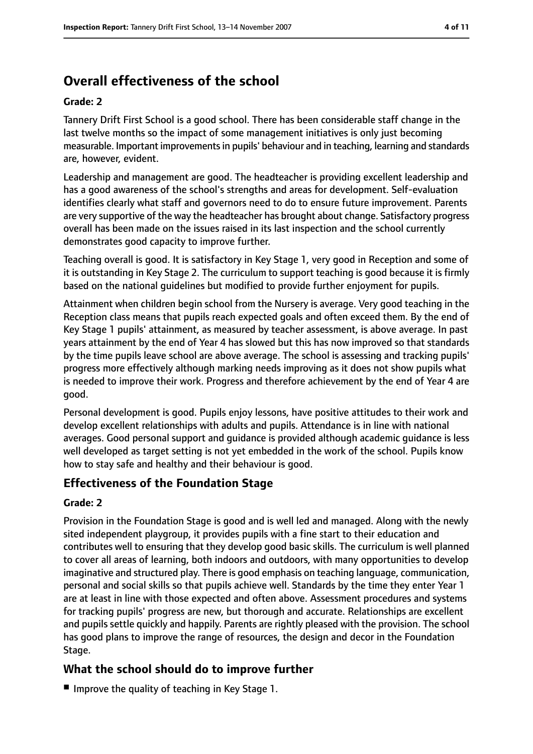## Overall effectiveness of the school

#### Grade: 2

Tannery Drift First School is a good school. There has been considerable staff change in the last twelve months so the impact of some management initiatives is only just becoming measurable. Important improvements in pupils' behaviour and in teaching, learning and standards are, however, evident.

Leadership and management are good. The headteacher is providing excellent leadership and has a good awareness of the school's strengths and areas for development. Self-evaluation identifies clearly what staff and governors need to do to ensure future improvement. Parents are very supportive of the way the headteacher has brought about change. Satisfactory progress overall has been made on the issues raised in its last inspection and the school currently demonstrates good capacity to improve further.

Teaching overall is good. It is satisfactory in Key Stage 1, very good in Reception and some of it is outstanding in Key Stage 2. The curriculum to support teaching is good because it is firmly based on the national guidelines but modified to provide further enjoyment for pupils.

Attainment when children begin school from the Nursery is average. Very good teaching in the Reception class means that pupils reach expected goals and often exceed them. By the end of Key Stage 1 pupils' attainment, as measured by teacher assessment, is above average. In past years attainment by the end of Year 4 has slowed but this has now improved so that standards by the time pupils leave school are above average. The school is assessing and tracking pupils' progress more effectively although marking needs improving as it does not show pupils what is needed to improve their work. Progress and therefore achievement by the end of Year 4 are good.

Personal development is good. Pupils enjoy lessons, have positive attitudes to their work and develop excellent relationships with adults and pupils. Attendance is in line with national averages. Good personal support and guidance is provided although academic guidance is less well developed as target setting is not yet embedded in the work of the school. Pupils know how to stay safe and healthy and their behaviour is good.

### Effectiveness of the Foundation Stage

#### Grade: 2

Provision in the Foundation Stage is good and is well led and managed. Along with the newly sited independent playgroup, it provides pupils with a fine start to their education and contributes well to ensuring that they develop good basic skills. The curriculum is well planned to cover all areas of learning, both indoors and outdoors, with many opportunities to develop imaginative and structured play. There is good emphasis on teaching language, communication, personal and social skills so that pupils achieve well. Standards by the time they enter Year 1 are at least in line with those expected and often above. Assessment procedures and systems for tracking pupils' progress are new, but thorough and accurate. Relationships are excellent and pupils settle quickly and happily. Parents are rightly pleased with the provision. The school has good plans to improve the range of resources, the design and decor in the Foundation Stage.

### What the school should do to improve further

- Improve the quality of teaching in Key Stage 1.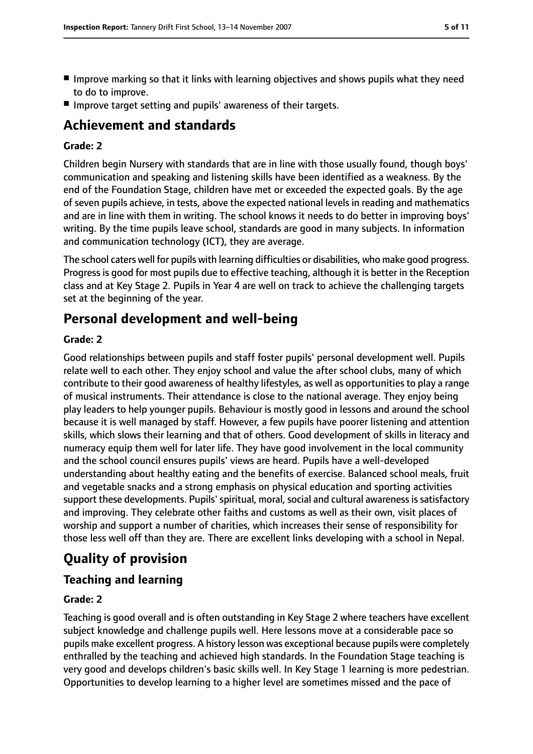- Improve marking so that it links with learning objectives and shows pupils what they need to do to improve.
- Improve target setting and pupils' awareness of their targets.

# Achievement and standards

**Grade: 2**

Children begin Nursery with standards that are in line with those usually found, though boys' communication and speaking and listening skills have been identified as a weakness. By the end of the Foundation Stage, children have met or exceeded the expected goals. By the age of seven pupils achieve, in tests, above the expected national levels in reading and mathematics and are in line with them in writing. The school knows it needs to do better in improving boys' writing. By the time pupils leave school, standards are good in many subjects. In information and communication technology (ICT), they are average.

The school caters well for pupils with learning difficulties or disabilities, who make good progress. Progress is good for most pupils due to effective teaching, although it is better in the Reception class and at Key Stage 2. Pupils in Year 4 are well on track to achieve the challenging targets set at the beginning of the year.

# Personal development and well-being

**Grade: 2**

Good relationships between pupils and staff foster pupils' personal development well. Pupils relate well to each other. They enjoy school and value the after school clubs, many of which contribute to their good awareness of healthy lifestyles, as well as opportunities to play a range of musical instruments. Their attendance is close to the national average. They enjoy being play leaders to help younger pupils. Behaviour is mostly good in lessons and around the school because it is well managed by staff. However, a few pupils have poorer listening and attention skills, which slows their learning and that of others. Good development of skills in literacy and numeracy equip them well for later life. They have good involvement in the local community and the school council ensures pupils' views are heard. Pupils have a well-developed understanding about healthy eating and the benefits of exercise. Balanced school meals, fruit and vegetable snacks and a strong emphasis on physical education and sporting activities support these developments. Pupils' spiritual, moral, social and cultural awareness is satisfactory and improving. They celebrate other faiths and customs as well as their own, visit places of worship and support a number of charities, which increases their sense of responsibility for those less well off than they are. There are excellent links developing with a school in Nepal.

# Quality of provision

## Teaching and learning

**Grade: 2**

Teaching is good overall and is often outstanding in Key Stage 2 where teachers have excellent subject knowledge and challenge pupils well. Here lessons move at a considerable pace so pupils make excellent progress. A history lesson was exceptional because pupils were completely enthralled by the teaching and achieved high standards. In the Foundation Stage teaching is very good and develops children's basic skills well. In Key Stage 1 learning is more pedestrian. Opportunities to develop learning to a higher level are sometimes missed and the pace of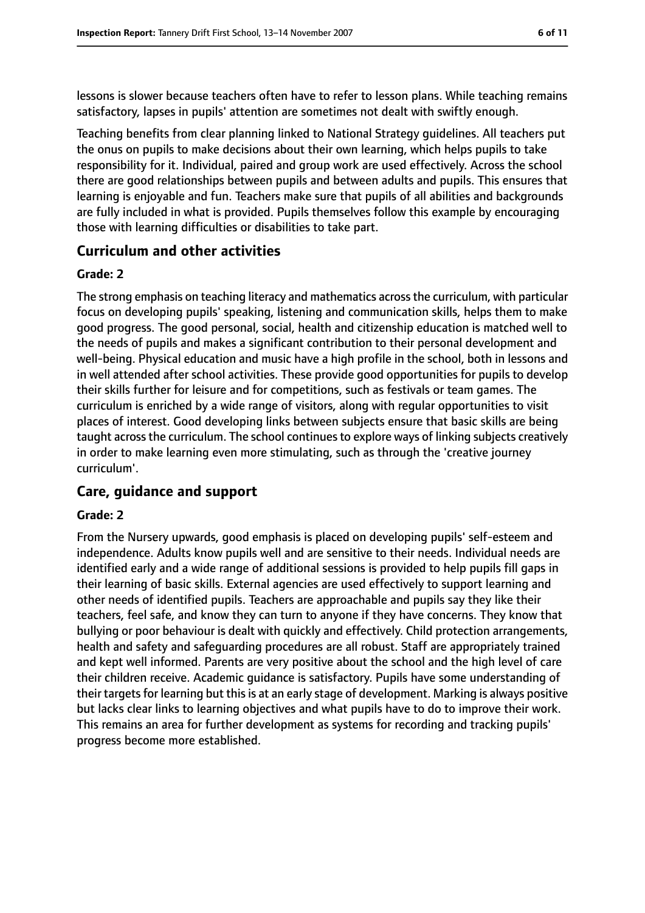lessons is slower because teachers often have to refer to lesson plans. While teaching remains satisfactory, lapses in pupils' attention are sometimes not dealt with swiftly enough.

Teaching benefits from clear planning linked to National Strategy guidelines. All teachers put the onus on pupils to make decisions about their own learning, which helps pupils to take responsibility for it. Individual, paired and group work are used effectively. Across the school there are good relationships between pupils and between adults and pupils. This ensures that learning is enjoyable and fun. Teachers make sure that pupils of all abilities and backgrounds are fully included in what is provided. Pupils themselves follow this example by encouraging those with learning difficulties or disabilities to take part.

## Curriculum and other activities

**Grade: 2**

The strong emphasis on teaching literacy and mathematics across the curriculum, with particular focus on developing pupils' speaking, listening and communication skills, helps them to make good progress. The good personal, social, health and citizenship education is matched well to the needs of pupils and makes a significant contribution to their personal development and well-being. Physical education and music have a high profile in the school, both in lessons and in well attended after school activities. These provide good opportunities for pupils to develop their skills further for leisure and for competitions, such as festivals or team games. The curriculum is enriched by a wide range of visitors, along with regular opportunities to visit places of interest. Good developing links between subjects ensure that basic skills are being taught across the curriculum. The school continues to explore ways of linking subjects creatively in order to make learning even more stimulating, such as through the 'creative journey curriculum'.

## Care, guidance and support

**Grade: 2**

From the Nursery upwards, good emphasis is placed on developing pupils' self-esteem and independence. Adults know pupils well and are sensitive to their needs. Individual needs are identified early and a wide range of additional sessions is provided to help pupils fill gaps in their learning of basic skills. External agencies are used effectively to support learning and other needs of identified pupils. Teachers are approachable and pupils say they like their teachers, feel safe, and know they can turn to anyone if they have concerns. They know that bullying or poor behaviour is dealt with quickly and effectively. Child protection arrangements, health and safety and safeguarding procedures are all robust. Staff are appropriately trained and kept well informed. Parents are very positive about the school and the high level of care their children receive. Academic guidance is satisfactory. Pupils have some understanding of their targets for learning but this is at an early stage of development. Marking is always positive but lacks clear links to learning objectives and what pupils have to do to improve their work. This remains an area for further development as systems for recording and tracking pupils' progress become more established.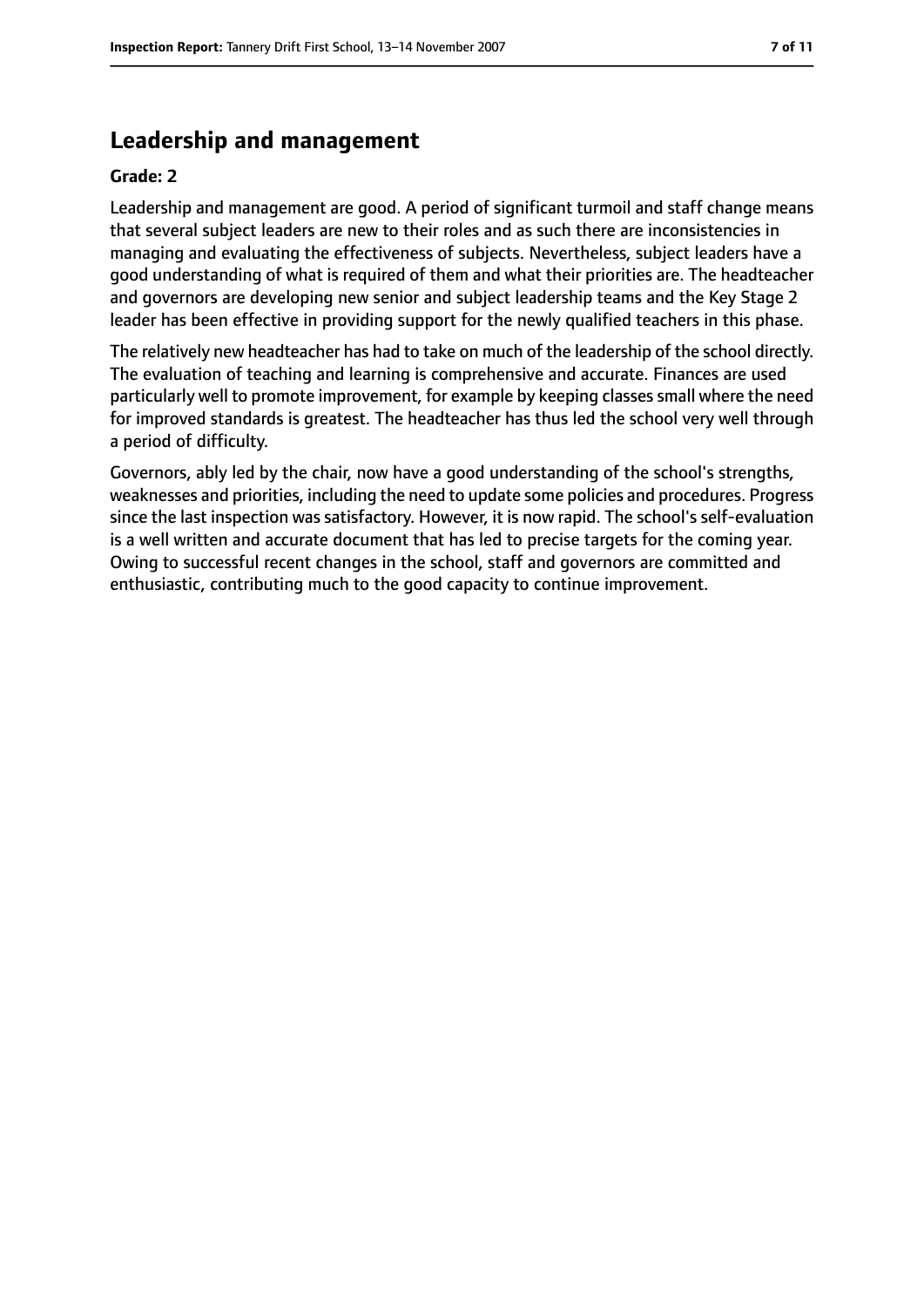## Leadership and management

**Grade: 2**

Leadership and management are good. A period of significant turmoil and staff change means that several subject leaders are new to their roles and as such there are inconsistencies in managing and evaluating the effectiveness of subjects. Nevertheless, subject leaders have a good understanding of what is required of them and what their priorities are. The headteacher and governors are developing new senior and subject leadership teams and the Key Stage 2 leader has been effective in providing support for the newly qualified teachers in this phase.

The relatively new headteacher has had to take on much of the leadership of the school directly. The evaluation of teaching and learning is comprehensive and accurate. Finances are used particularly well to promote improvement, for example by keeping classes small where the need for improved standards is greatest. The headteacher has thus led the school very well through a period of difficulty.

Governors, ably led by the chair, now have a good understanding of the school's strengths, weaknesses and priorities, including the need to update some policies and procedures. Progress since the last inspection was satisfactory. However, it is now rapid. The school's self-evaluation is a well written and accurate document that has led to precise targets for the coming year. Owing to successful recent changes in the school, staff and governors are committed and enthusiastic, contributing much to the good capacity to continue improvement.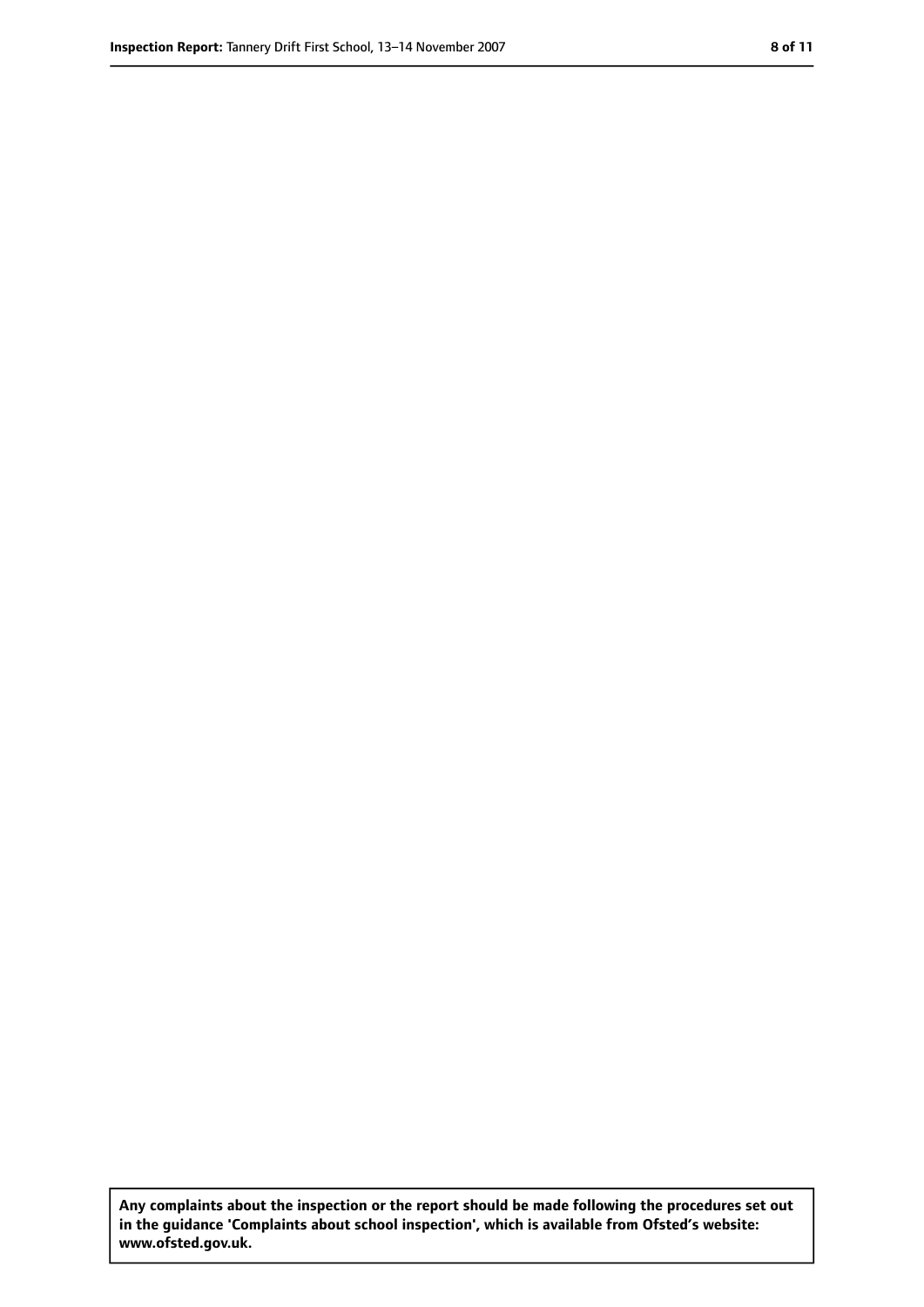**Any complaints about the inspection or the report should be made following the procedures set out in the guidance 'Complaints about school inspection', which is available from Ofsted's website: www.ofsted.gov.uk.**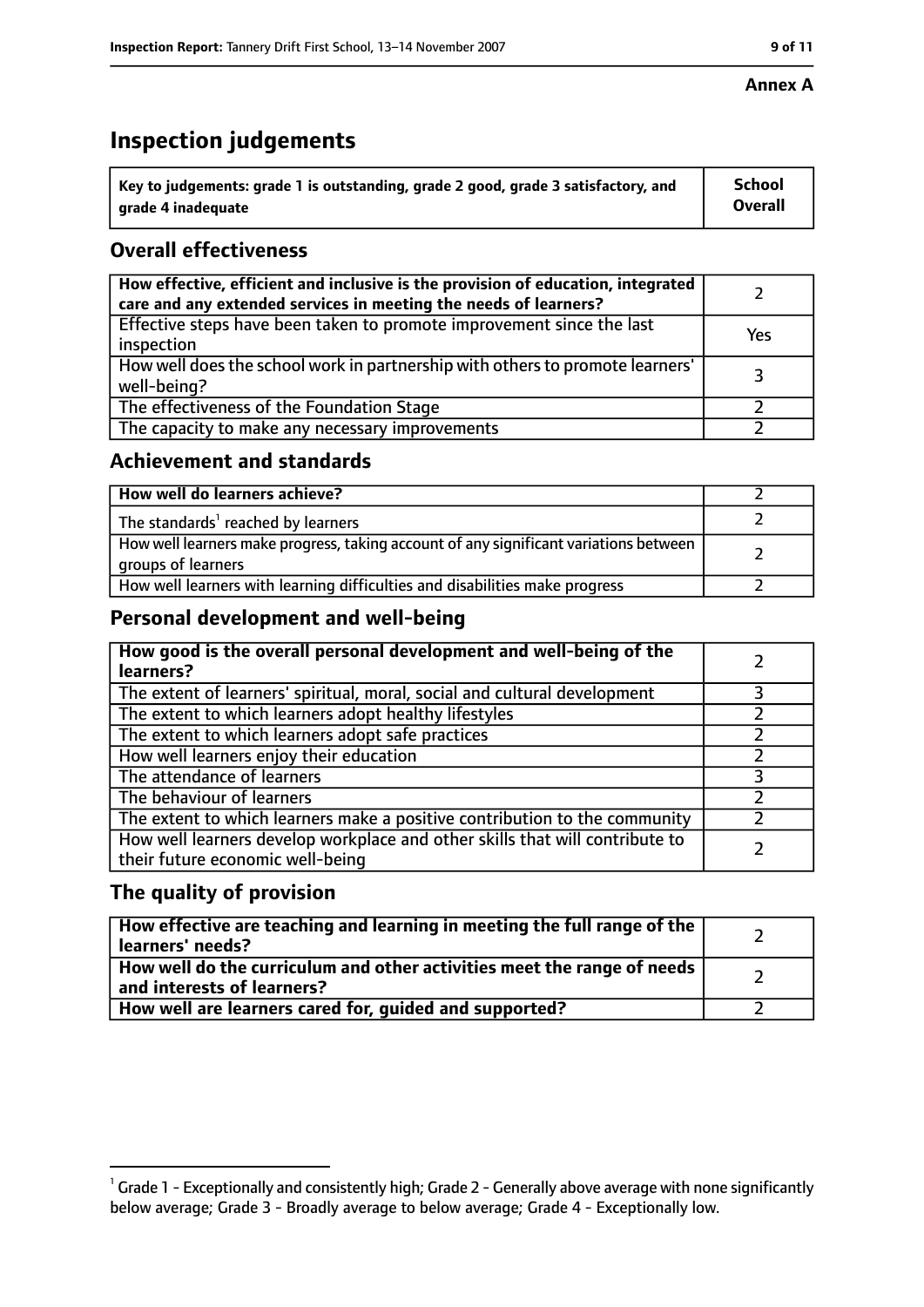**Annex A**

# Inspection judgements

| Key to judgements: grade 1 is outstanding, grade 2 good, grade 3 satisfactory, and grade 4 inadequate | School Overall |
|---|---|

## Overall effectiveness

| | |
|---|---|
| **How effective, efficient and inclusive is the provision of education, integrated care and any extended services in meeting the needs of learners?** | 2 |
| Effective steps have been taken to promote improvement since the last inspection | Yes |
| How well does the school work in partnership with others to promote learners' well-being? | 3 |
| The effectiveness of the Foundation Stage | 2 |
| The capacity to make any necessary improvements | 2 |

## Achievement and standards

| | |
|---|---|
| **How well do learners achieve?** | 2 |
| The standards[1] reached by learners | 2 |
| How well learners make progress, taking account of any significant variations between groups of learners | 2 |
| How well learners with learning difficulties and disabilities make progress | 2 |

## Personal development and well-being

| | |
|---|---|
| **How good is the overall personal development and well-being of the learners?** | 2 |
| The extent of learners' spiritual, moral, social and cultural development | 3 |
| The extent to which learners adopt healthy lifestyles | 2 |
| The extent to which learners adopt safe practices | 2 |
| How well learners enjoy their education | 2 |
| The attendance of learners | 3 |
| The behaviour of learners | 2 |
| The extent to which learners make a positive contribution to the community | 2 |
| How well learners develop workplace and other skills that will contribute to their future economic well-being | 2 |

## The quality of provision

| | |
|---|---|
| **How effective are teaching and learning in meeting the full range of the learners' needs?** | 2 |
| **How well do the curriculum and other activities meet the range of needs and interests of learners?** | 2 |
| **How well are learners cared for, guided and supported?** | 2 |

[1] Grade 1 - Exceptionally and consistently high; Grade 2 - Generally above average with none significantly below average; Grade 3 - Broadly average to below average; Grade 4 - Exceptionally low.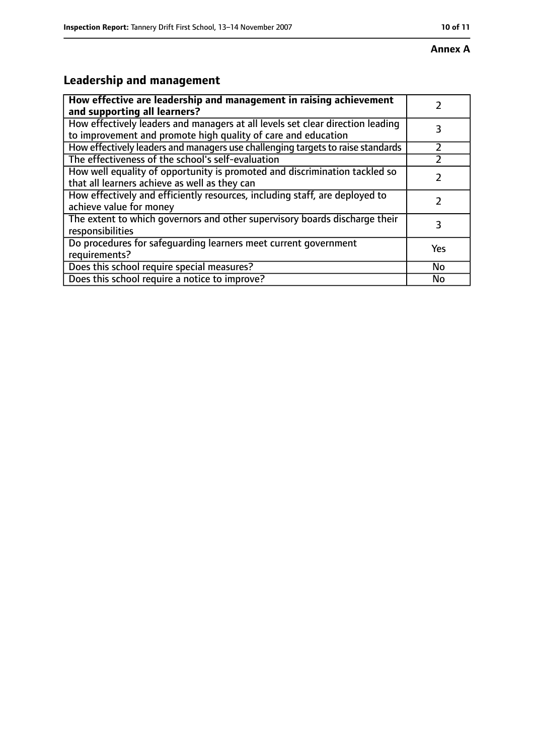**Annex A**

## Leadership and management

| **How effective are leadership and management in raising achievement and supporting all learners?** | 2 |
| --- | --- |
| How effectively leaders and managers at all levels set clear direction leading to improvement and promote high quality of care and education | 3 |
| How effectively leaders and managers use challenging targets to raise standards | 2 |
| The effectiveness of the school's self-evaluation | 2 |
| How well equality of opportunity is promoted and discrimination tackled so that all learners achieve as well as they can | 2 |
| How effectively and efficiently resources, including staff, are deployed to achieve value for money | 2 |
| The extent to which governors and other supervisory boards discharge their responsibilities | 3 |
| Do procedures for safeguarding learners meet current government requirements? | Yes |
| Does this school require special measures? | No |
| Does this school require a notice to improve? | No |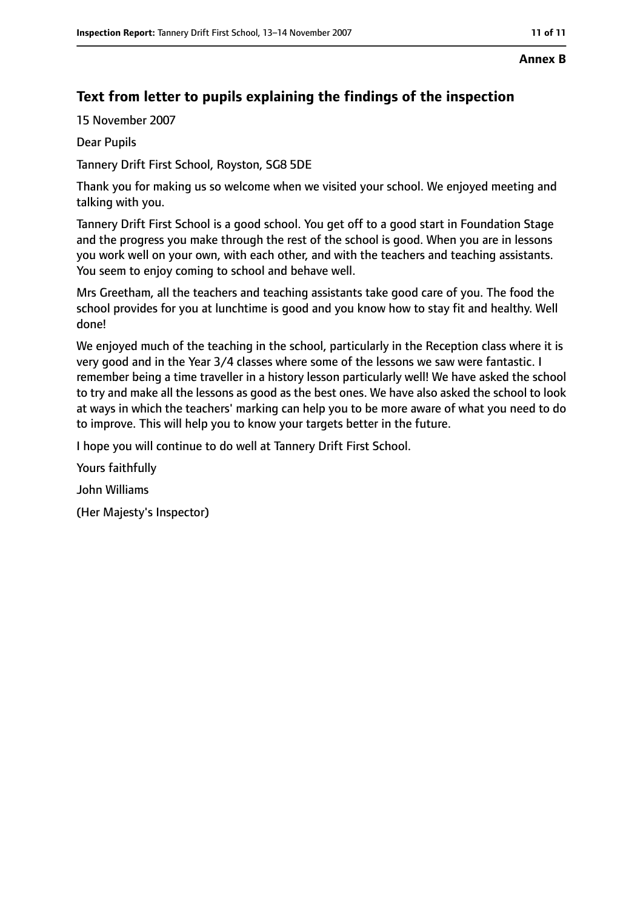**Annex B**

## Text from letter to pupils explaining the findings of the inspection

15 November 2007

Dear Pupils

Tannery Drift First School, Royston, SG8 5DE

Thank you for making us so welcome when we visited your school. We enjoyed meeting and talking with you.

Tannery Drift First School is a good school. You get off to a good start in Foundation Stage and the progress you make through the rest of the school is good. When you are in lessons you work well on your own, with each other, and with the teachers and teaching assistants. You seem to enjoy coming to school and behave well.

Mrs Greetham, all the teachers and teaching assistants take good care of you. The food the school provides for you at lunchtime is good and you know how to stay fit and healthy. Well done!

We enjoyed much of the teaching in the school, particularly in the Reception class where it is very good and in the Year 3/4 classes where some of the lessons we saw were fantastic. I remember being a time traveller in a history lesson particularly well! We have asked the school to try and make all the lessons as good as the best ones. We have also asked the school to look at ways in which the teachers' marking can help you to be more aware of what you need to do to improve. This will help you to know your targets better in the future.

I hope you will continue to do well at Tannery Drift First School.

Yours faithfully

John Williams

(Her Majesty's Inspector)